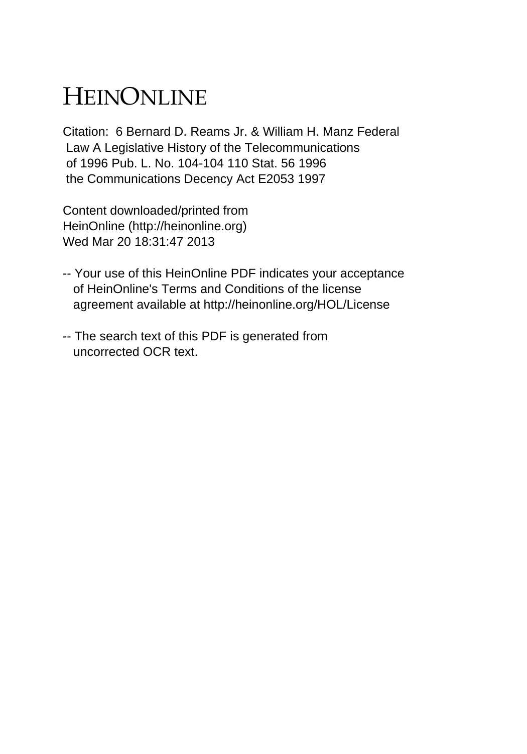# HEINONLINE

Citation: 6 Bernard D. Reams Jr. & William H. Manz Federal Law A Legislative History of the Telecommunications of 1996 Pub. L. No. 104-104 110 Stat. 56 1996 the Communications Decency Act E2053 1997

Content downloaded/printed from HeinOnline (http://heinonline.org) Wed Mar 20 18:31:47 2013

-- Your use of this HeinOnline PDF indicates your acceptance of HeinOnline's Terms and Conditions of the license agreement available at http://heinonline.org/HOL/License

-- The search text of this PDF is generated from uncorrected OCR text.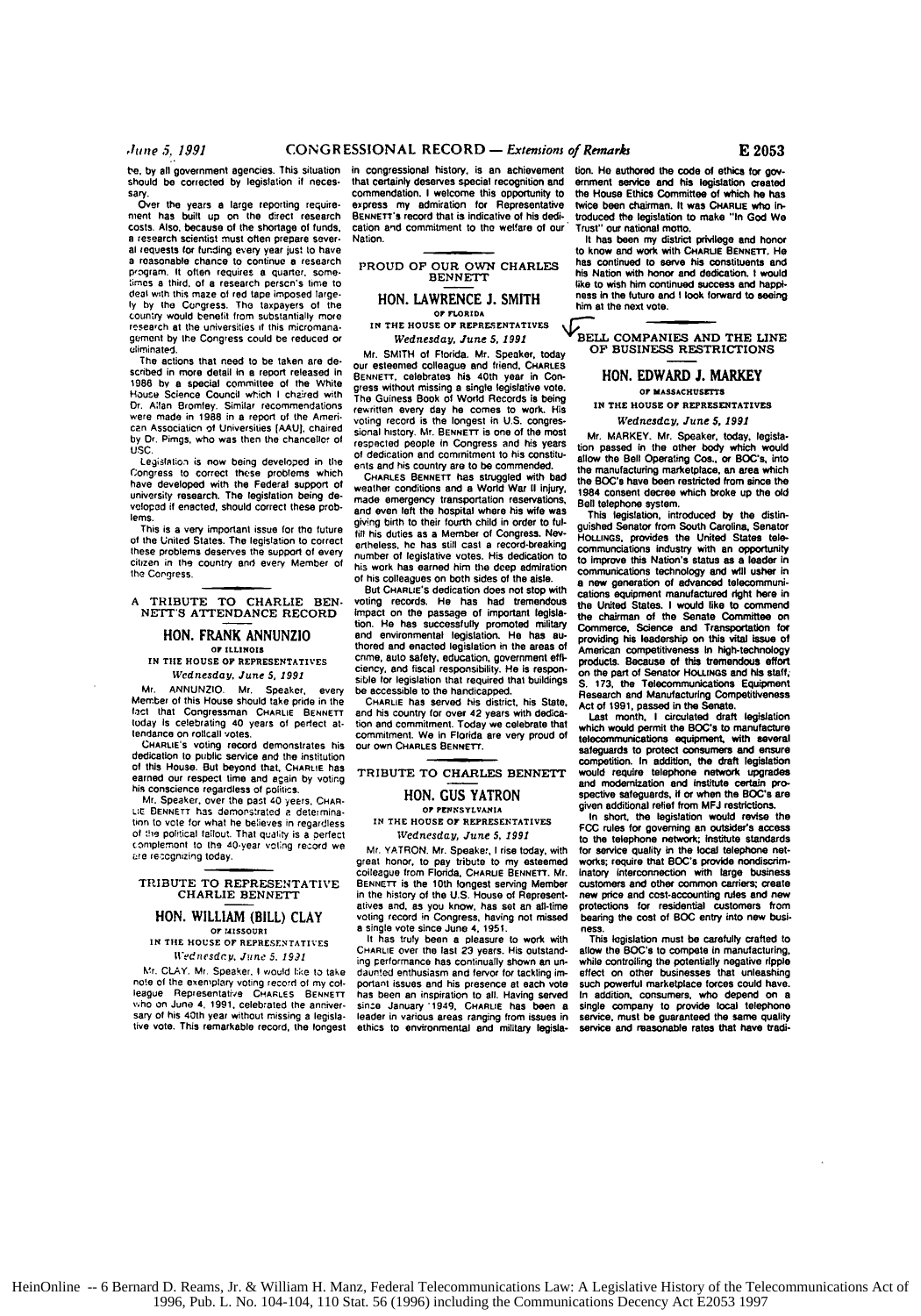be, by all government agencies. This situation should be corrected by legislation if necessary.

Over the years a large reporting requirement has built up on the direct research costs. Also, because of the shortage of funds, a research scientist must often prepare several requests for funding every year just to have a reasonable chance to continue a research program. It often requires a quarter, sometimes a third, of a research person's time to deal with this maze of red tape imposed largely by the Congress. The taxpayers of the country would benefit from substantially more research at the universities if this micromanagement by the Congress could be reduced or eliminated.

The actions that need to be taken are described in more detail in a report released in 1986 by a special committee of the White House Science Council which I chaired with Dr. Allan Bromley. Similar recommendations were made in 1988 in a report of the American Association of Universities [AAU], chaired by Dr. Pimgs, who was then the chancellor of USC.

Legislation is now being developed in the Congress to correct these problems which have developed with the Federal support of university research. The legislation being developed if enacted, should correct these problems.

This is a very important issue for the future of the United States. The legislation to correct these problems deserves the support of every citizen in the country and every Member of the Congress.

## A TRIBUTE TO CHARLIE BENNETT'S ATTENDANCE RECORD

### HON. FRANK ANNUNZIO

OF ILLINOIS

IN THE HOUSE OF REPRESENTATIVES

*Wednesday, June 5, 1991*

Mr. ANNUNZIO. Mr. Speaker, every Member of this House should take pride in the fact that Congressman CHARLIE BENNETT today is celebrating 40 years of perfect attendance on rollcall votes.

CHARLIE's voting record demonstrates his dedication to public service and the institution of this House. But beyond that, CHARLIE has earned our respect time and again by voting his conscience regardless of politics.

Mr. Speaker, over the past 40 years, CHARLIE BENNETT has demonstrated a determination to vote for what he believes in regardless of the political fallout. That quality is a perfect complement to the 40-year voting record we are recognizing today.

## TRIBUTE TO REPRESENTATIVE CHARLIE BENNETT

### HON. WILLIAM (BILL) CLAY

OF MISSOURI

IN THE HOUSE OF REPRESENTATIVES

*Wednesday, June 5, 1991*

Mr. CLAY. Mr. Speaker, I would like to take note of the exemplary voting record of my colleague Representative CHARLES BENNETT who on June 4, 1991, celebrated the anniversary of his 40th year without missing a legislative vote. This remarkable record, the longest in congressional history, is an achievement that certainly deserves special recognition and commendation. I welcome this opportunity to express my admiration for Representative BENNETT's record that is indicative of his dedication and commitment to the welfare of our Nation.

## PROUD OF OUR OWN CHARLES BENNETT

### HON. LAWRENCE J. SMITH

OF FLORIDA

IN THE HOUSE OF REPRESENTATIVES

*Wednesday, June 5, 1991*

Mr. SMITH of Florida. Mr. Speaker, today our esteemed colleague and friend, CHARLES BENNETT, celebrates his 40th year in Congress without missing a single legislative vote. The Guiness Book of World Records is being rewritten every day he comes to work. His voting record is the longest in U.S. congressional history. Mr. BENNETT is one of the most respected people in Congress and his years of dedication and commitment to his constituents and his country are to be commended.

CHARLES BENNETT has struggled with bad weather conditions and a World War II injury, made emergency transportation reservations, and even left the hospital where his wife was giving birth to their fourth child in order to fulfill his duties as a Member of Congress. Nevertheless, he has still cast a record-breaking number of legislative votes. His dedication to his work has earned him the deep admiration of his colleagues on both sides of the aisle.

But CHARLIE's dedication does not stop with voting records. He has had tremendous impact on the passage of important legislation. He has successfully promoted military and environmental legislation. He has authored and enacted legislation in the areas of crime, auto safety, education, government efficiency, and fiscal responsibility. He is responsible for legislation that required that buildings be accessible to the handicapped.

CHARLIE has served his district, his State, and his country for over 42 years with dedication and commitment. Today we celebrate that commitment. We in Florida are very proud of our own CHARLES BENNETT.

## TRIBUTE TO CHARLES BENNETT

### HON. GUS YATRON

OF PENNSYLVANIA

IN THE HOUSE OF REPRESENTATIVES

*Wednesday, June 5, 1991*

Mr. YATRON. Mr. Speaker, I rise today, with great honor, to pay tribute to my esteemed colleague from Florida, CHARLIE BENNETT. Mr. BENNETT is the 10th longest serving Member in the history of the U.S. House of Representatives and, as you know, has set an all-time voting record in Congress, having not missed a single vote since June 4, 1951.

It has truly been a pleasure to work with CHARLIE over the last 23 years. His outstanding performance has continually shown an undaunted enthusiasm and fervor for tackling important issues and his presence at each vote has been an inspiration to all. Having served since January 1949, CHARLIE has been a leader in various areas ranging from issues in ethics to environmental and military legislation. He authored the code of ethics for government service and his legislation created the House Ethics Committee of which he has twice been chairman. It was CHARLIE who introduced the legislation to make "In God We Trust" our national motto.

It has been my district privilege and honor to know and work with CHARLIE BENNETT. He has continued to serve his constituents and his Nation with honor and dedication. I would like to wish him continued success and happiness in the future and I look forward to seeing him at the next vote.

## BELL COMPANIES AND THE LINE OF BUSINESS RESTRICTIONS

### HON. EDWARD J. MARKEY

OF MASSACHUSETTS

IN THE HOUSE OF REPRESENTATIVES

*Wednesday, June 5, 1991*

Mr. MARKEY. Mr. Speaker, today, legislation passed in the other body which would allow the Bell Operating Cos., or BOC's, into the manufacturing marketplace, an area which the BOC's have been restricted from since the 1984 consent decree which broke up the old Bell telephone system.

This legislation, introduced by the distinguished Senator from South Carolina, Senator HOLLINGS, provides the United States telecommunications industry with an opportunity to improve this Nation's status as a leader in communications technology and will usher in a new generation of advanced telecommunications equipment manufactured right here in the United States. I would like to commend the chairman of the Senate Committee on Commerce, Science and Transportation for providing his leadership on this vital issue of American competitiveness in high-technology products. Because of this tremendous effort on the part of Senator HOLLINGS and his staff, S. 173, the Telecommunications Equipment Research and Manufacturing Competitiveness Act of 1991, passed in the Senate.

Last month, I circulated draft legislation which would permit the BOC's to manufacture telecommunications equipment, with several safeguards to protect consumers and ensure competition. In addition, the draft legislation would require telephone network upgrades and modernization and institute certain prospective safeguards, if or when the BOC's are given additional relief from MFJ restrictions.

In short, the legislation would revise the FCC rules for governing an outsider's access to the telephone network; institute standards for service quality in the local telephone networks; require that BOC's provide nondiscriminatory interconnection with large business customers and other common carriers; create new price and cost-accounting rules and new protections for residential customers from bearing the cost of BOC entry into new business.

This legislation must be carefully crafted to allow the BOC's to compete in manufacturing, while controlling the potentially negative ripple effect on other businesses that unleashing such powerful marketplace forces could have. In addition, consumers, who depend on a single company to provide local telephone service, must be guaranteed the same quality service and reasonable rates that have tradi-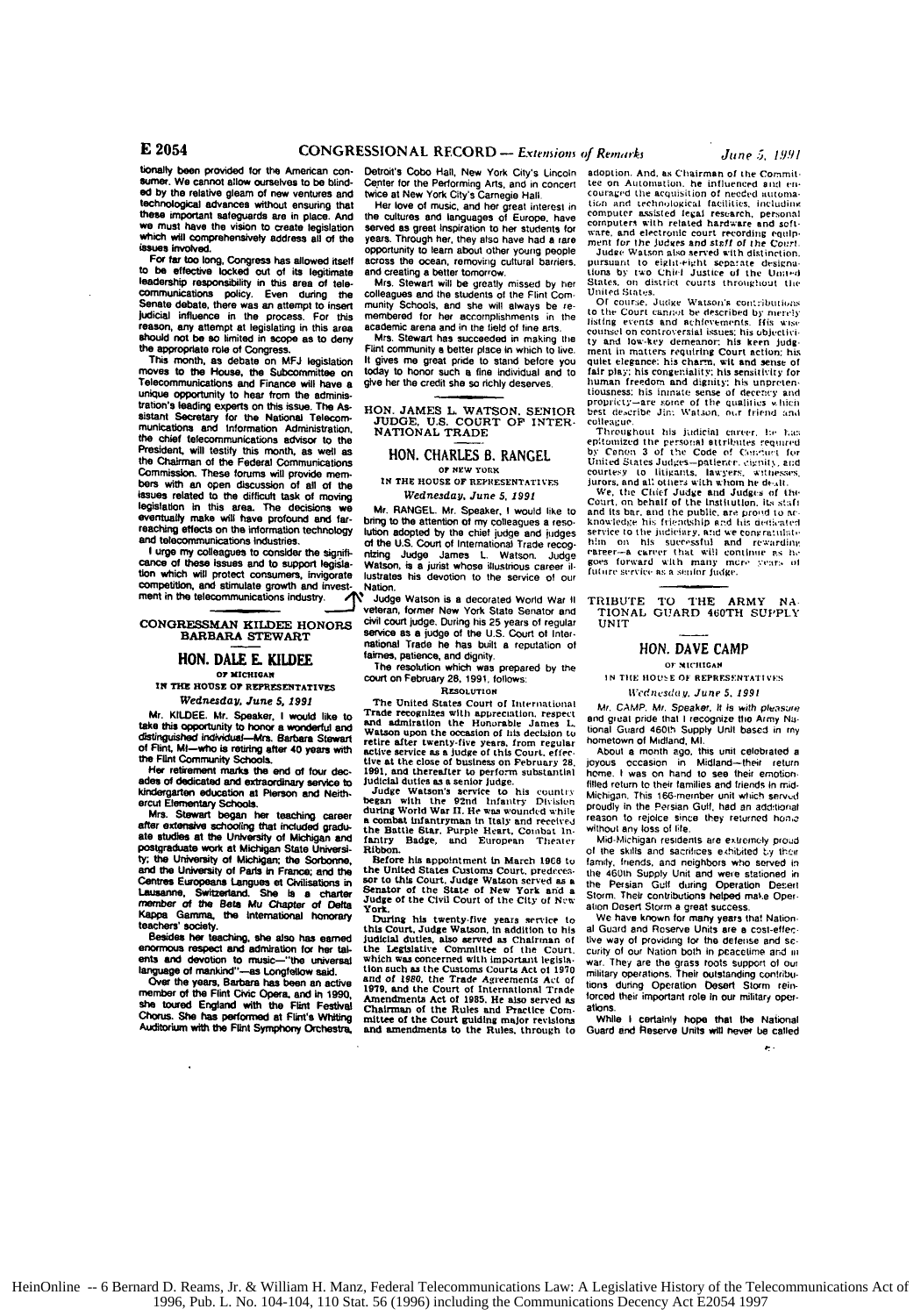tionally been provided for the American consumer. We cannot allow ourselves to be blinded by the relative gleam of new ventures and technological advances without ensuring that these important safeguards are in place. And we must have the vision to create legislation which will comprehensively address all of the issues involved.

For far too long, Congress has allowed itself to be effective locked out of its legitimate leadership responsibility in this area of telecommunications policy. Even during the Senate debate, there was an attempt to insert judicial influence in the process. For this reason, any attempt at legislating in this area should not be so limited in scope as to deny the appropriate role of Congress.

This month, as debate on MFJ legislation moves to the House, the Subcommittee on Telecommunications and Finance will have a unique opportunity to hear from the administration's leading experts on this issue. The Assistant Secretary for the National Telecommunications and Information Administration, the chief telecommunications advisor to the President, will testify this month, as well as the Chairman of the Federal Communications Commission. These forums will provide members with an open discussion of all of the issues related to the difficult task of moving legislation in this area. The decisions we eventually make will have profound and far-reaching effects on the information technology and telecommunications industries.

I urge my colleagues to consider the significance of these issues and to support legislation which will protect consumers, invigorate competition, and stimulate growth and investment in the telecommunications industry.

## CONGRESSMAN KILDEE HONORS BARBARA STEWART

### HON. DALE E. KILDEE
OF MICHIGAN
IN THE HOUSE OF REPRESENTATIVES
*Wednesday, June 5, 1991*

Mr. KILDEE. Mr. Speaker, I would like to take this opportunity to honor a wonderful and distinguished individual—Mrs. Barbara Stewart of Flint, MI—who is retiring after 40 years with the Flint Community Schools.

Her retirement marks the end of four decades of dedicated and extraordinary service to kindergarten education at Pierson and Neithercut Elementary Schools.

Mrs. Stewart began her teaching career after extensive schooling that included graduate studies at the University of Michigan and postgraduate work at Michigan State University; the University of Michigan; the Sorbonne, and the University of Paris in France; and the Centres Europeans Langues et Civilisations in Lausanne, Switzerland. She is a charter member of the Beta Mu Chapter of Delta Kappa Gamma, the international honorary teachers' society.

Besides her teaching, she also has earned enormous respect and admiration for her talents and devotion to music—"the universal language of mankind"—as Longfellow said.

Over the years, Barbara has been an active member of the Flint Civic Opera, and in 1990, she toured England with the Flint Festival Chorus. She has performed at Flint's Whiting Auditorium with the Flint Symphony Orchestra, Detroit's Cobo Hall, New York City's Lincoln Center for the Performing Arts, and in concert twice at New York City's Carnegie Hall.

Her love of music, and her great interest in the cultures and languages of Europe, have served as great inspiration to her students for years. Through her, they also have had a rare opportunity to learn about other young people across the ocean, removing cultural barriers, and creating a better tomorrow.

Mrs. Stewart will be greatly missed by her colleagues and the students of the Flint Community Schools, and she will always be remembered for her accomplishments in the academic arena and in the field of fine arts.

Mrs. Stewart has succeeded in making the Flint community a better place in which to live. It gives me great pride to stand before you today to honor such a fine individual and to give her the credit she so richly deserves.

## HON. JAMES L. WATSON, SENIOR JUDGE, U.S. COURT OF INTERNATIONAL TRADE

### HON. CHARLES B. RANGEL
OF NEW YORK
IN THE HOUSE OF REPRESENTATIVES
*Wednesday, June 5, 1991*

Mr. RANGEL. Mr. Speaker, I would like to bring to the attention of my colleagues a resolution adopted by the chief judge and judges of the U.S. Court of International Trade recognizing Judge James L. Watson. Judge Watson, is a jurist whose illustrious career illustrates his devotion to the service of our Nation.

Judge Watson is a decorated World War II veteran, former New York State Senator and civil court judge. During his 25 years of regular service as a judge of the U.S. Court of International Trade he has built a reputation of fairnes, patience, and dignity.

The resolution which was prepared by the court on February 28, 1991, follows:

RESOLUTION

The United States Court of International Trade recognizes with appreciation, respect and admiration the Honorable James L. Watson upon the occasion of his decision to retire after twenty-five years, from regular active service as a judge of this Court, effective at the close of business on February 28, 1991, and thereafter to perform substantial judicial duties as a senior judge.

Judge Watson's service to his country began with the 92nd Infantry Division during World War II. He was wounded while a combat infantryman in Italy and received the Battle Star, Purple Heart, Combat Infantry Badge, and European Theater Ribbon.

Before his appointment in March 1966 to the United States Customs Court, predecessor to this Court, Judge Watson served as a Senator of the State of New York and a Judge of the Civil Court of the City of New York.

During his twenty-five years service to this Court, Judge Watson, in addition to his judicial duties, also served as Chairman of the Legislative Committee of the Court, which was concerned with important legislation such as the Customs Courts Act of 1970 and of 1980, the Trade Agreements Act of 1979, and the Court of International Trade Amendments Act of 1985. He also served as Chairman of the Rules and Practice Committee of the Court guiding major revisions and amendments to the Rules, through to adoption. And, as Chairman of the Committee on Automation, he influenced and encouraged the acquisition of needed automation and technological facilities, including computer assisted legal research, personal computers with related hardware and software, and electronic court recording equipment for the Judges and staff of the Court.

Judge Watson also served with distinction, pursuant to eight-eight separate designations by two Chief Justice of the United States, on district courts throughout the United States.

Of course, Judge Watson's contributions to the Court cannot be described by merely listing events and achievements. His wise counsel on controversial issues; his objectivity and low-key demeanor; his keen judgment in matters requiring Court action; his quiet elegance; his charm, wit and sense of fair play; his congeniality; his sensitivity for human freedom and dignity; his unpretentiousness; his innate sense of decency and propriety—are some of the qualities which best describe Jim Watson, our friend and colleague.

Throughout his judicial career, he has epitomized the personal attributes required by Canon 3 of the Code of Conduct for United States Judges—patience, dignity, and courtesy to litigants, lawyers, witnesses, jurors, and all others with whom he dealt.

We, the Chief Judge and Judges of the Court, on behalf of the Institution, its staff and its bar, and the public, are proud to acknowledge his friendship and his dedicated service to the judiciary, and we congratulate him on his successful and rewarding career—a career that will continue as he goes forward with many more years of future service as a senior judge.

## TRIBUTE TO THE ARMY NATIONAL GUARD 460TH SUPPLY UNIT

### HON. DAVE CAMP
OF MICHIGAN
IN THE HOUSE OF REPRESENTATIVES
*Wednesday, June 5, 1991*

Mr. CAMP. Mr. Speaker, it is with pleasure and great pride that I recognize the Army National Guard 460th Supply Unit based in my hometown of Midland, MI.

About a month ago, this unit celebrated a joyous occasion in Midland—their return home. I was on hand to see their emotion-filled return to their families and friends in mid-Michigan. This 166-member unit which served proudly in the Persian Gulf, had an additional reason to rejoice since they returned home without any loss of life.

Mid-Michigan residents are extremely proud of the skills and sacrifices exhibited by their family, friends, and neighbors who served in the 460th Supply Unit and were stationed in the Persian Gulf during Operation Desert Storm. Their contributions helped make Operation Desert Storm a great success.

We have known for many years that National Guard and Reserve Units are a cost-effective way of providing for the defense and security of our Nation both in peacetime and in war. They are the grass roots support of our military operations. Their outstanding contributions during Operation Desert Storm reinforced their important role in our military operations.

While I certainly hope that the National Guard and Reserve Units will never be called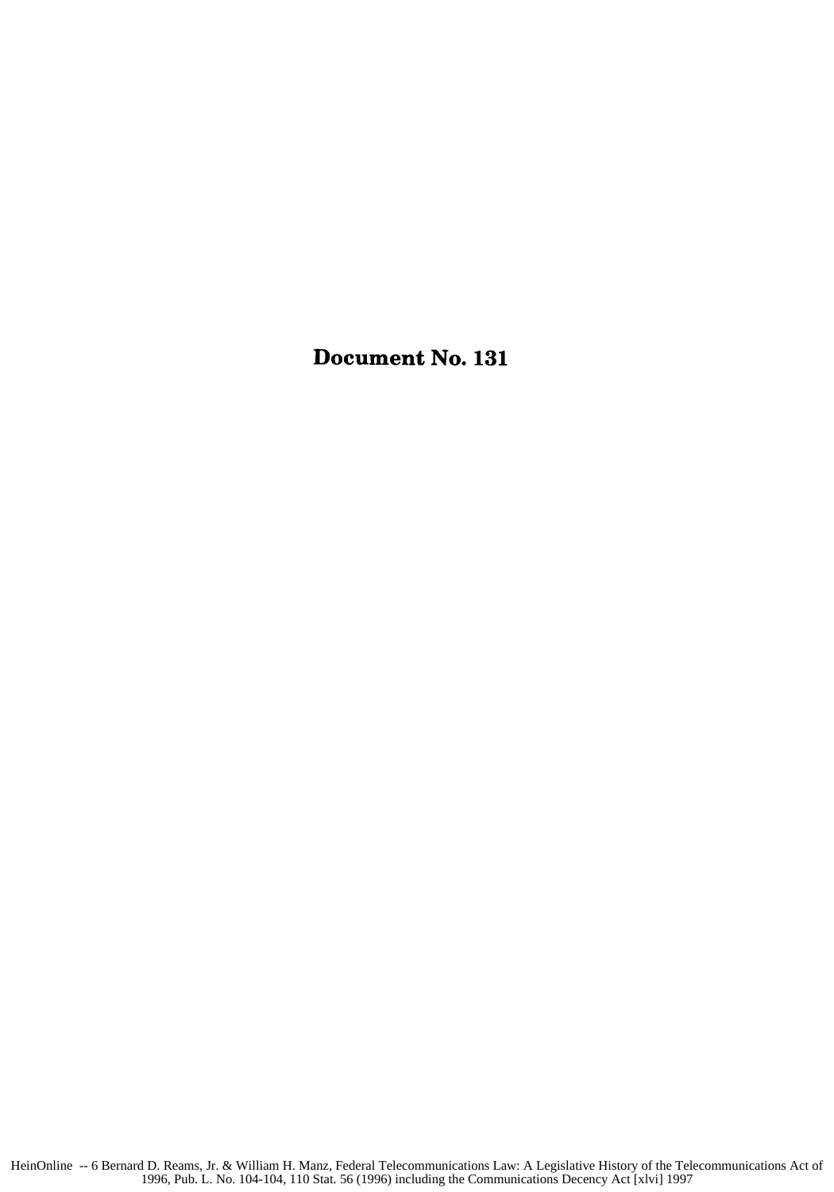# Document No. 131